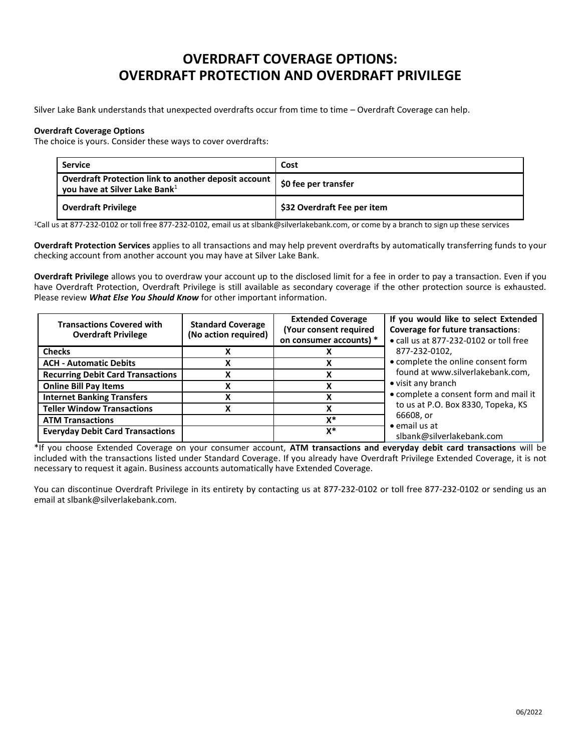# OVERDRAFT COVERAGE OPTIONS: OVERDRAFT PROTECTION AND OVERDRAFT PRIVILEGE

Silver Lake Bank understands that unexpected overdrafts occur from time to time – Overdraft Coverage can help.

**Overdraft Coverage Options**
The choice is yours. Consider these ways to cover overdrafts:

| Service | Cost |
|---|---|
| **Overdraft Protection link to another deposit account you have at Silver Lake Bank**[1] | **$0 fee per transfer** |
| **Overdraft Privilege** | **$32 Overdraft Fee per item** |

[1]Call us at 877-232-0102 or toll free 877-232-0102, email us at slbank@silverlakebank.com, or come by a branch to sign up these services

**Overdraft Protection Services** applies to all transactions and may help prevent overdrafts by automatically transferring funds to your checking account from another account you may have at Silver Lake Bank.

**Overdraft Privilege** allows you to overdraw your account up to the disclosed limit for a fee in order to pay a transaction. Even if you have Overdraft Protection, Overdraft Privilege is still available as secondary coverage if the other protection source is exhausted. Please review ***What Else You Should Know*** for other important information.

| Transactions Covered with Overdraft Privilege | Standard Coverage (No action required) | Extended Coverage (Your consent required on consumer accounts) * | If you would like to select Extended Coverage for future transactions: |
|---|---|---|---|
| **Checks** | X | X | • call us at 877-232-0102 or toll free 877-232-0102,<br>• complete the online consent form found at www.silverlakebank.com,<br>• visit any branch<br>• complete a consent form and mail it to us at P.O. Box 8330, Topeka, KS 66608, or<br>• email us at slbank@silverlakebank.com |
| **ACH - Automatic Debits** | X | X | |
| **Recurring Debit Card Transactions** | X | X | |
| **Online Bill Pay Items** | X | X | |
| **Internet Banking Transfers** | X | X | |
| **Teller Window Transactions** | X | X | |
| **ATM Transactions** | | X* | |
| **Everyday Debit Card Transactions** | | X* | |

*If you choose Extended Coverage on your consumer account, **ATM transactions and everyday debit card transactions** will be included with the transactions listed under Standard Coverage. If you already have Overdraft Privilege Extended Coverage, it is not necessary to request it again. Business accounts automatically have Extended Coverage.

You can discontinue Overdraft Privilege in its entirety by contacting us at 877-232-0102 or toll free 877-232-0102 or sending us an email at slbank@silverlakebank.com.

06/2022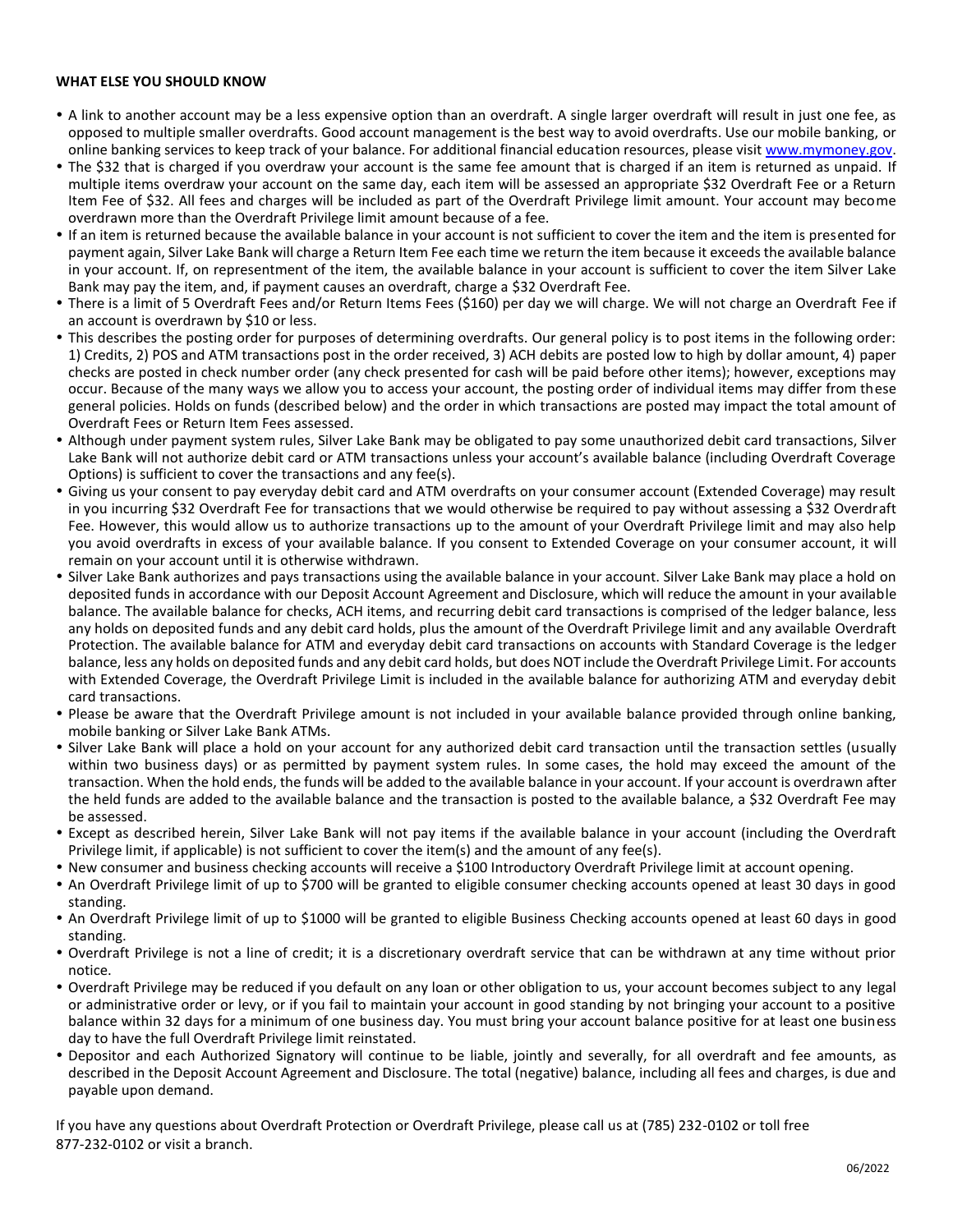**WHAT ELSE YOU SHOULD KNOW**

- A link to another account may be a less expensive option than an overdraft. A single larger overdraft will result in just one fee, as opposed to multiple smaller overdrafts. Good account management is the best way to avoid overdrafts. Use our mobile banking, or online banking services to keep track of your balance. For additional financial education resources, please visit [www.mymoney.gov](www.mymoney.gov).
- The $32 that is charged if you overdraw your account is the same fee amount that is charged if an item is returned as unpaid. If multiple items overdraw your account on the same day, each item will be assessed an appropriate $32 Overdraft Fee or a Return Item Fee of $32. All fees and charges will be included as part of the Overdraft Privilege limit amount. Your account may become overdrawn more than the Overdraft Privilege limit amount because of a fee.
- If an item is returned because the available balance in your account is not sufficient to cover the item and the item is presented for payment again, Silver Lake Bank will charge a Return Item Fee each time we return the item because it exceeds the available balance in your account. If, on representment of the item, the available balance in your account is sufficient to cover the item Silver Lake Bank may pay the item, and, if payment causes an overdraft, charge a $32 Overdraft Fee.
- There is a limit of 5 Overdraft Fees and/or Return Items Fees ($160) per day we will charge. We will not charge an Overdraft Fee if an account is overdrawn by $10 or less.
- This describes the posting order for purposes of determining overdrafts. Our general policy is to post items in the following order: 1) Credits, 2) POS and ATM transactions post in the order received, 3) ACH debits are posted low to high by dollar amount, 4) paper checks are posted in check number order (any check presented for cash will be paid before other items); however, exceptions may occur. Because of the many ways we allow you to access your account, the posting order of individual items may differ from these general policies. Holds on funds (described below) and the order in which transactions are posted may impact the total amount of Overdraft Fees or Return Item Fees assessed.
- Although under payment system rules, Silver Lake Bank may be obligated to pay some unauthorized debit card transactions, Silver Lake Bank will not authorize debit card or ATM transactions unless your account's available balance (including Overdraft Coverage Options) is sufficient to cover the transactions and any fee(s).
- Giving us your consent to pay everyday debit card and ATM overdrafts on your consumer account (Extended Coverage) may result in you incurring $32 Overdraft Fee for transactions that we would otherwise be required to pay without assessing a $32 Overdraft Fee. However, this would allow us to authorize transactions up to the amount of your Overdraft Privilege limit and may also help you avoid overdrafts in excess of your available balance. If you consent to Extended Coverage on your consumer account, it will remain on your account until it is otherwise withdrawn.
- Silver Lake Bank authorizes and pays transactions using the available balance in your account. Silver Lake Bank may place a hold on deposited funds in accordance with our Deposit Account Agreement and Disclosure, which will reduce the amount in your available balance. The available balance for checks, ACH items, and recurring debit card transactions is comprised of the ledger balance, less any holds on deposited funds and any debit card holds, plus the amount of the Overdraft Privilege limit and any available Overdraft Protection. The available balance for ATM and everyday debit card transactions on accounts with Standard Coverage is the ledger balance, less any holds on deposited funds and any debit card holds, but does NOT include the Overdraft Privilege Limit. For accounts with Extended Coverage, the Overdraft Privilege Limit is included in the available balance for authorizing ATM and everyday debit card transactions.
- Please be aware that the Overdraft Privilege amount is not included in your available balance provided through online banking, mobile banking or Silver Lake Bank ATMs.
- Silver Lake Bank will place a hold on your account for any authorized debit card transaction until the transaction settles (usually within two business days) or as permitted by payment system rules. In some cases, the hold may exceed the amount of the transaction. When the hold ends, the funds will be added to the available balance in your account. If your account is overdrawn after the held funds are added to the available balance and the transaction is posted to the available balance, a $32 Overdraft Fee may be assessed.
- Except as described herein, Silver Lake Bank will not pay items if the available balance in your account (including the Overdraft Privilege limit, if applicable) is not sufficient to cover the item(s) and the amount of any fee(s).
- New consumer and business checking accounts will receive a $100 Introductory Overdraft Privilege limit at account opening.
- An Overdraft Privilege limit of up to $700 will be granted to eligible consumer checking accounts opened at least 30 days in good standing.
- An Overdraft Privilege limit of up to $1000 will be granted to eligible Business Checking accounts opened at least 60 days in good standing.
- Overdraft Privilege is not a line of credit; it is a discretionary overdraft service that can be withdrawn at any time without prior notice.
- Overdraft Privilege may be reduced if you default on any loan or other obligation to us, your account becomes subject to any legal or administrative order or levy, or if you fail to maintain your account in good standing by not bringing your account to a positive balance within 32 days for a minimum of one business day. You must bring your account balance positive for at least one business day to have the full Overdraft Privilege limit reinstated.
- Depositor and each Authorized Signatory will continue to be liable, jointly and severally, for all overdraft and fee amounts, as described in the Deposit Account Agreement and Disclosure. The total (negative) balance, including all fees and charges, is due and payable upon demand.

If you have any questions about Overdraft Protection or Overdraft Privilege, please call us at (785) 232-0102 or toll free 877-232-0102 or visit a branch.

06/2022